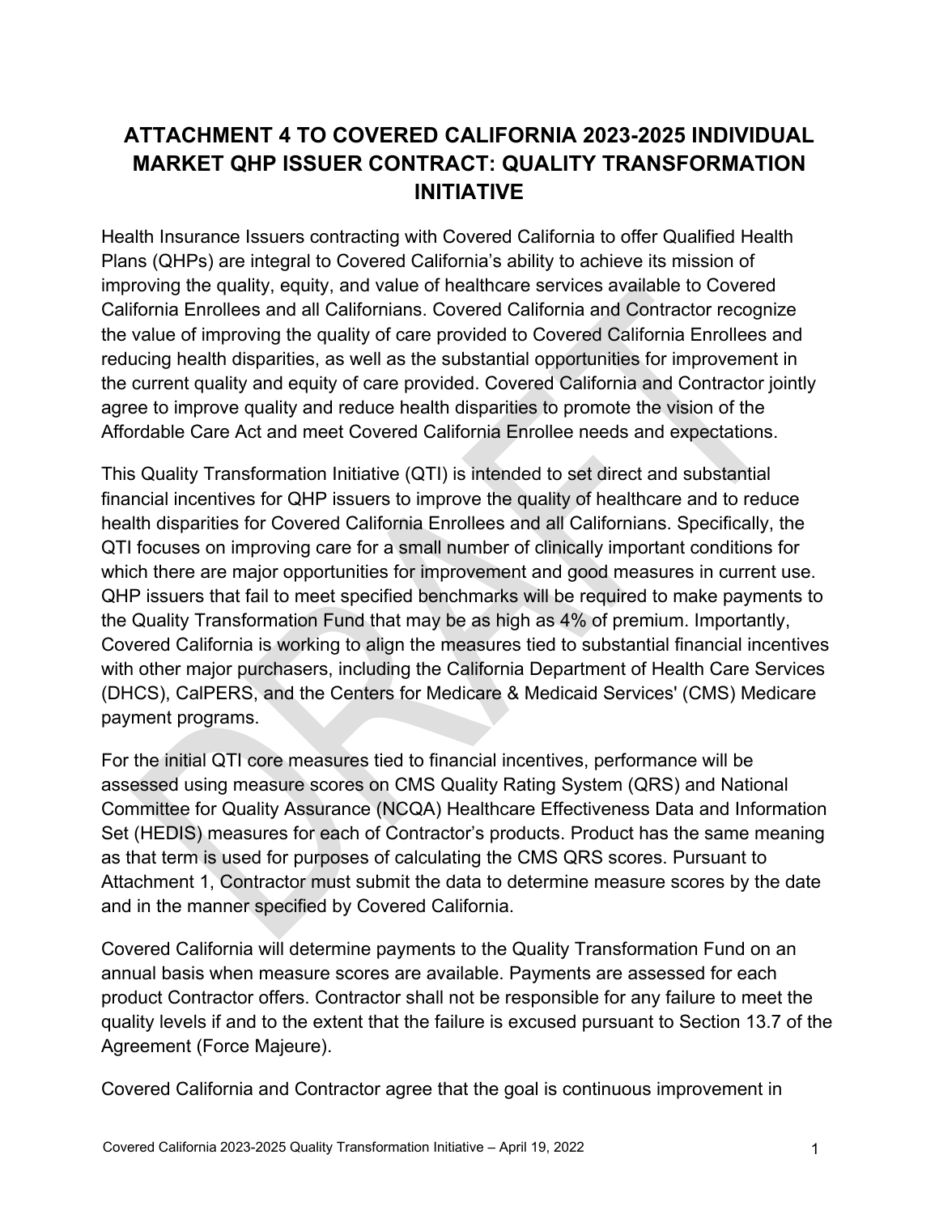# ATTACHMENT 4 TO COVERED CALIFORNIA 2023-2025 INDIVIDUAL MARKET QHP ISSUER CONTRACT: QUALITY TRANSFORMATION INITIATIVE

Health Insurance Issuers contracting with Covered California to offer Qualified Health Plans (QHPs) are integral to Covered California's ability to achieve its mission of improving the quality, equity, and value of healthcare services available to Covered California Enrollees and all Californians. Covered California and Contractor recognize the value of improving the quality of care provided to Covered California Enrollees and reducing health disparities, as well as the substantial opportunities for improvement in the current quality and equity of care provided. Covered California and Contractor jointly agree to improve quality and reduce health disparities to promote the vision of the Affordable Care Act and meet Covered California Enrollee needs and expectations.

This Quality Transformation Initiative (QTI) is intended to set direct and substantial financial incentives for QHP issuers to improve the quality of healthcare and to reduce health disparities for Covered California Enrollees and all Californians. Specifically, the QTI focuses on improving care for a small number of clinically important conditions for which there are major opportunities for improvement and good measures in current use. QHP issuers that fail to meet specified benchmarks will be required to make payments to the Quality Transformation Fund that may be as high as 4% of premium. Importantly, Covered California is working to align the measures tied to substantial financial incentives with other major purchasers, including the California Department of Health Care Services (DHCS), CalPERS, and the Centers for Medicare & Medicaid Services' (CMS) Medicare payment programs.

For the initial QTI core measures tied to financial incentives, performance will be assessed using measure scores on CMS Quality Rating System (QRS) and National Committee for Quality Assurance (NCQA) Healthcare Effectiveness Data and Information Set (HEDIS) measures for each of Contractor's products. Product has the same meaning as that term is used for purposes of calculating the CMS QRS scores. Pursuant to Attachment 1, Contractor must submit the data to determine measure scores by the date and in the manner specified by Covered California.

Covered California will determine payments to the Quality Transformation Fund on an annual basis when measure scores are available. Payments are assessed for each product Contractor offers. Contractor shall not be responsible for any failure to meet the quality levels if and to the extent that the failure is excused pursuant to Section 13.7 of the Agreement (Force Majeure).

Covered California and Contractor agree that the goal is continuous improvement in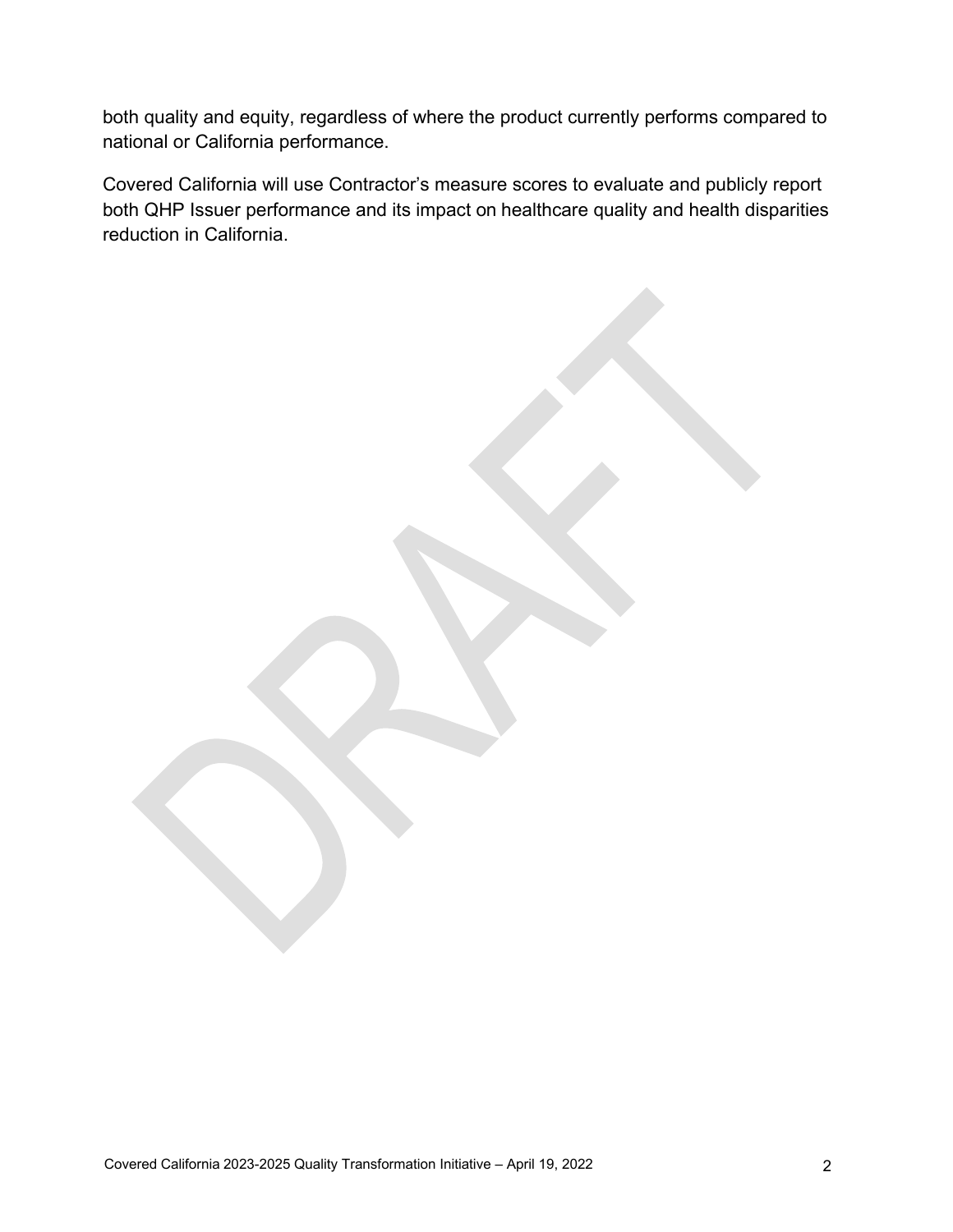both quality and equity, regardless of where the product currently performs compared to national or California performance.

Covered California will use Contractor's measure scores to evaluate and publicly report both QHP Issuer performance and its impact on healthcare quality and health disparities reduction in California.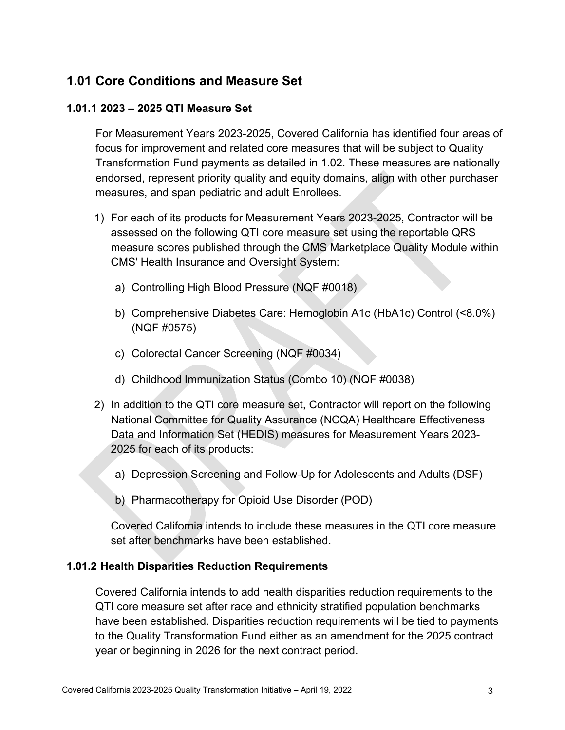## 1.01 Core Conditions and Measure Set

### 1.01.1 2023 – 2025 QTI Measure Set

For Measurement Years 2023-2025, Covered California has identified four areas of focus for improvement and related core measures that will be subject to Quality Transformation Fund payments as detailed in 1.02. These measures are nationally endorsed, represent priority quality and equity domains, align with other purchaser measures, and span pediatric and adult Enrollees.

1) For each of its products for Measurement Years 2023-2025, Contractor will be assessed on the following QTI core measure set using the reportable QRS measure scores published through the CMS Marketplace Quality Module within CMS' Health Insurance and Oversight System:

   a) Controlling High Blood Pressure (NQF #0018)

   b) Comprehensive Diabetes Care: Hemoglobin A1c (HbA1c) Control (<8.0%) (NQF #0575)

   c) Colorectal Cancer Screening (NQF #0034)

   d) Childhood Immunization Status (Combo 10) (NQF #0038)

2) In addition to the QTI core measure set, Contractor will report on the following National Committee for Quality Assurance (NCQA) Healthcare Effectiveness Data and Information Set (HEDIS) measures for Measurement Years 2023-2025 for each of its products:

   a) Depression Screening and Follow-Up for Adolescents and Adults (DSF)

   b) Pharmacotherapy for Opioid Use Disorder (POD)

   Covered California intends to include these measures in the QTI core measure set after benchmarks have been established.

### 1.01.2 Health Disparities Reduction Requirements

Covered California intends to add health disparities reduction requirements to the QTI core measure set after race and ethnicity stratified population benchmarks have been established. Disparities reduction requirements will be tied to payments to the Quality Transformation Fund either as an amendment for the 2025 contract year or beginning in 2026 for the next contract period.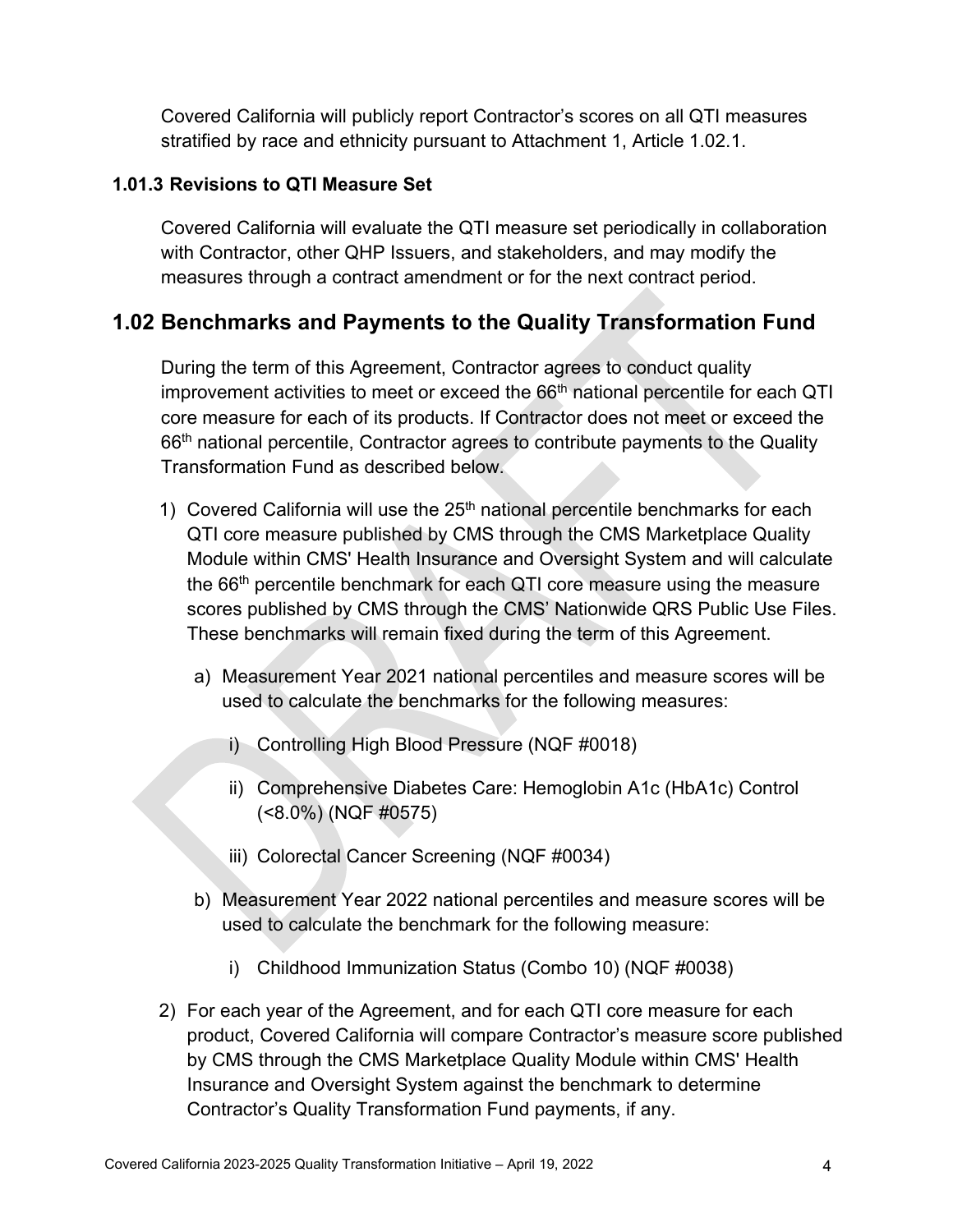Covered California will publicly report Contractor's scores on all QTI measures stratified by race and ethnicity pursuant to Attachment 1, Article 1.02.1.

### 1.01.3 Revisions to QTI Measure Set

Covered California will evaluate the QTI measure set periodically in collaboration with Contractor, other QHP Issuers, and stakeholders, and may modify the measures through a contract amendment or for the next contract period.

## 1.02 Benchmarks and Payments to the Quality Transformation Fund

During the term of this Agreement, Contractor agrees to conduct quality improvement activities to meet or exceed the 66th national percentile for each QTI core measure for each of its products. If Contractor does not meet or exceed the 66th national percentile, Contractor agrees to contribute payments to the Quality Transformation Fund as described below.

1) Covered California will use the 25th national percentile benchmarks for each QTI core measure published by CMS through the CMS Marketplace Quality Module within CMS' Health Insurance and Oversight System and will calculate the 66th percentile benchmark for each QTI core measure using the measure scores published by CMS through the CMS' Nationwide QRS Public Use Files. These benchmarks will remain fixed during the term of this Agreement.

   a) Measurement Year 2021 national percentiles and measure scores will be used to calculate the benchmarks for the following measures:

      i) Controlling High Blood Pressure (NQF #0018)

      ii) Comprehensive Diabetes Care: Hemoglobin A1c (HbA1c) Control (<8.0%) (NQF #0575)

      iii) Colorectal Cancer Screening (NQF #0034)

   b) Measurement Year 2022 national percentiles and measure scores will be used to calculate the benchmark for the following measure:

      i) Childhood Immunization Status (Combo 10) (NQF #0038)

2) For each year of the Agreement, and for each QTI core measure for each product, Covered California will compare Contractor's measure score published by CMS through the CMS Marketplace Quality Module within CMS' Health Insurance and Oversight System against the benchmark to determine Contractor's Quality Transformation Fund payments, if any.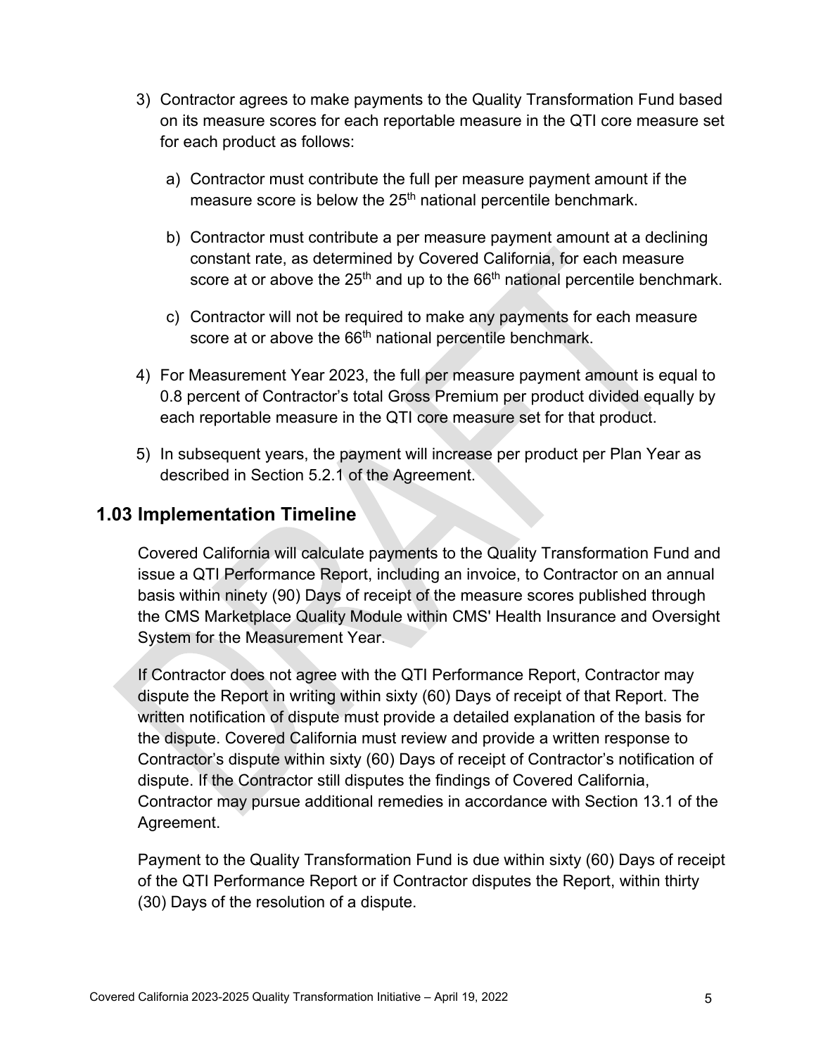3) Contractor agrees to make payments to the Quality Transformation Fund based on its measure scores for each reportable measure in the QTI core measure set for each product as follows:

   a) Contractor must contribute the full per measure payment amount if the measure score is below the 25th national percentile benchmark.

   b) Contractor must contribute a per measure payment amount at a declining constant rate, as determined by Covered California, for each measure score at or above the 25th and up to the 66th national percentile benchmark.

   c) Contractor will not be required to make any payments for each measure score at or above the 66th national percentile benchmark.

4) For Measurement Year 2023, the full per measure payment amount is equal to 0.8 percent of Contractor's total Gross Premium per product divided equally by each reportable measure in the QTI core measure set for that product.

5) In subsequent years, the payment will increase per product per Plan Year as described in Section 5.2.1 of the Agreement.

## 1.03 Implementation Timeline

Covered California will calculate payments to the Quality Transformation Fund and issue a QTI Performance Report, including an invoice, to Contractor on an annual basis within ninety (90) Days of receipt of the measure scores published through the CMS Marketplace Quality Module within CMS' Health Insurance and Oversight System for the Measurement Year.

If Contractor does not agree with the QTI Performance Report, Contractor may dispute the Report in writing within sixty (60) Days of receipt of that Report. The written notification of dispute must provide a detailed explanation of the basis for the dispute. Covered California must review and provide a written response to Contractor's dispute within sixty (60) Days of receipt of Contractor's notification of dispute. If the Contractor still disputes the findings of Covered California, Contractor may pursue additional remedies in accordance with Section 13.1 of the Agreement.

Payment to the Quality Transformation Fund is due within sixty (60) Days of receipt of the QTI Performance Report or if Contractor disputes the Report, within thirty (30) Days of the resolution of a dispute.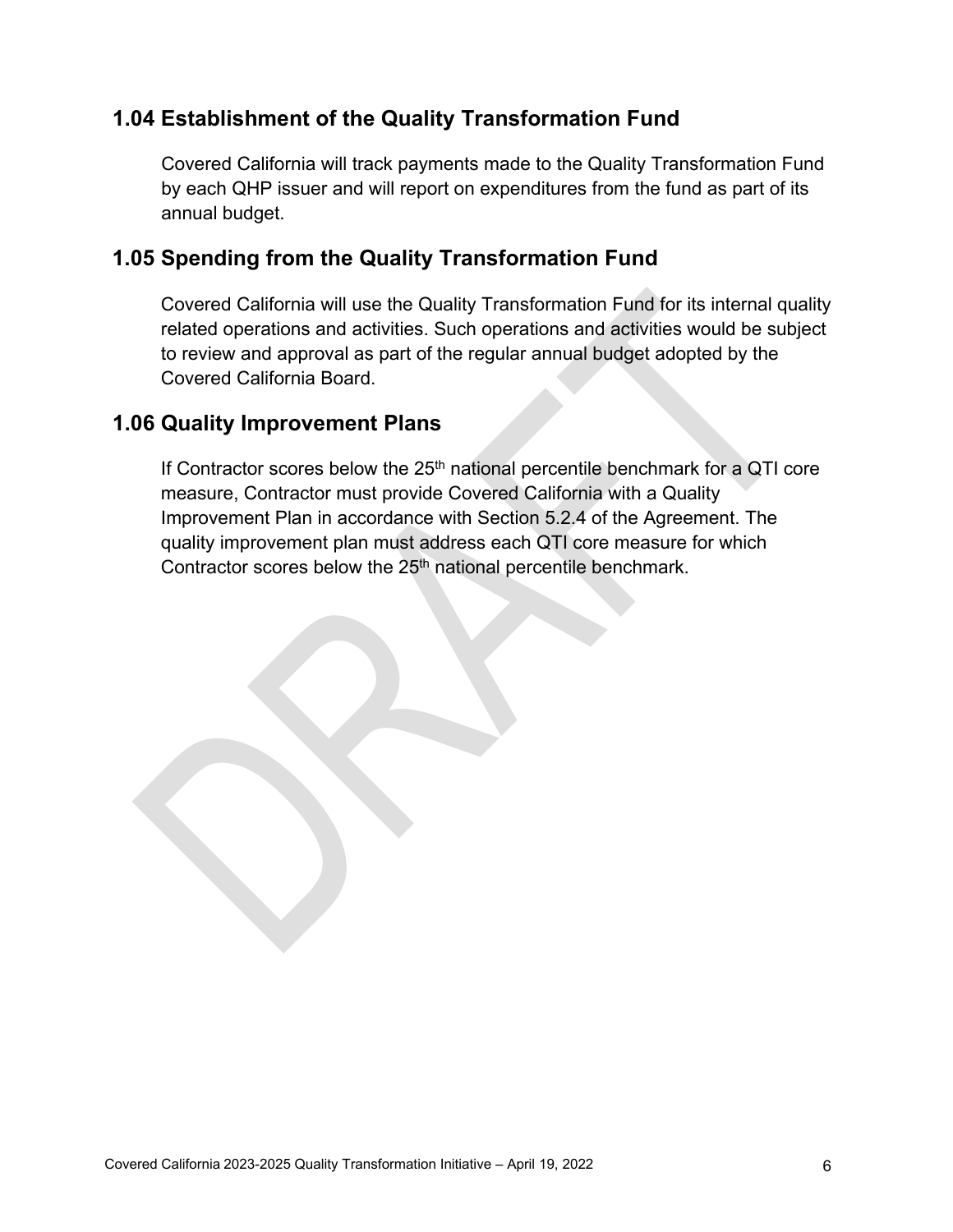## 1.04 Establishment of the Quality Transformation Fund

Covered California will track payments made to the Quality Transformation Fund by each QHP issuer and will report on expenditures from the fund as part of its annual budget.

## 1.05 Spending from the Quality Transformation Fund

Covered California will use the Quality Transformation Fund for its internal quality related operations and activities. Such operations and activities would be subject to review and approval as part of the regular annual budget adopted by the Covered California Board.

## 1.06 Quality Improvement Plans

If Contractor scores below the 25th national percentile benchmark for a QTI core measure, Contractor must provide Covered California with a Quality Improvement Plan in accordance with Section 5.2.4 of the Agreement. The quality improvement plan must address each QTI core measure for which Contractor scores below the 25th national percentile benchmark.